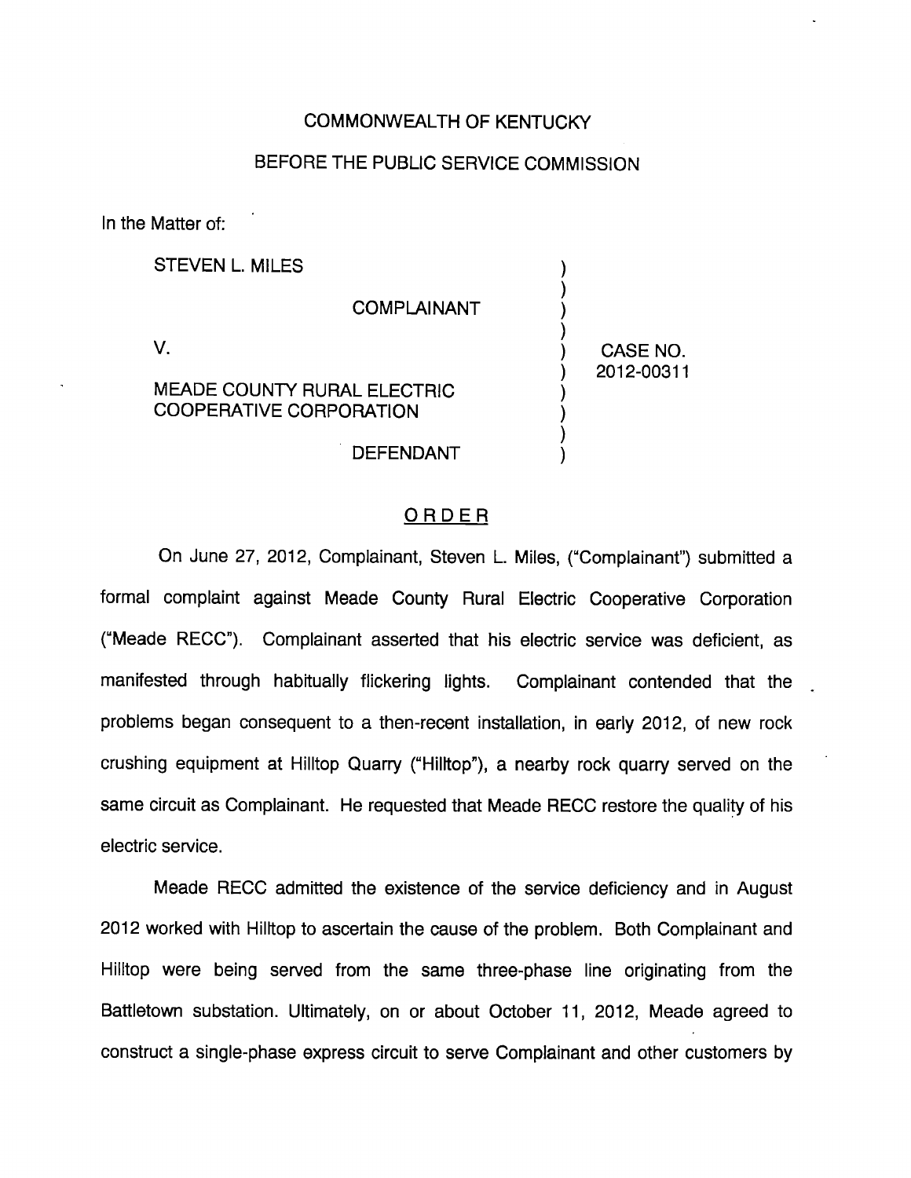COMMONWEALTH OF KENTUCKY

BEFORE THE PUBLIC SERVICE COMMISSION

In the Matter of:

| | | |
|---|---|---|
| STEVEN L. MILES | ) | |
| COMPLAINANT | ) | |
| V. | ) | CASE NO. 2012-00311 |
| MEADE COUNTY RURAL ELECTRIC COOPERATIVE CORPORATION | ) | |
| DEFENDANT | ) | |

## ORDER

On June 27, 2012, Complainant, Steven L. Miles, ("Complainant") submitted a formal complaint against Meade County Rural Electric Cooperative Corporation ("Meade RECC"). Complainant asserted that his electric service was deficient, as manifested through habitually flickering lights. Complainant contended that the problems began consequent to a then-recent installation, in early 2012, of new rock crushing equipment at Hilltop Quarry ("Hilltop"), a nearby rock quarry served on the same circuit as Complainant. He requested that Meade RECC restore the quality of his electric service.

Meade RECC admitted the existence of the service deficiency and in August 2012 worked with Hilltop to ascertain the cause of the problem. Both Complainant and Hilltop were being served from the same three-phase line originating from the Battletown substation. Ultimately, on or about October 11, 2012, Meade agreed to construct a single-phase express circuit to serve Complainant and other customers by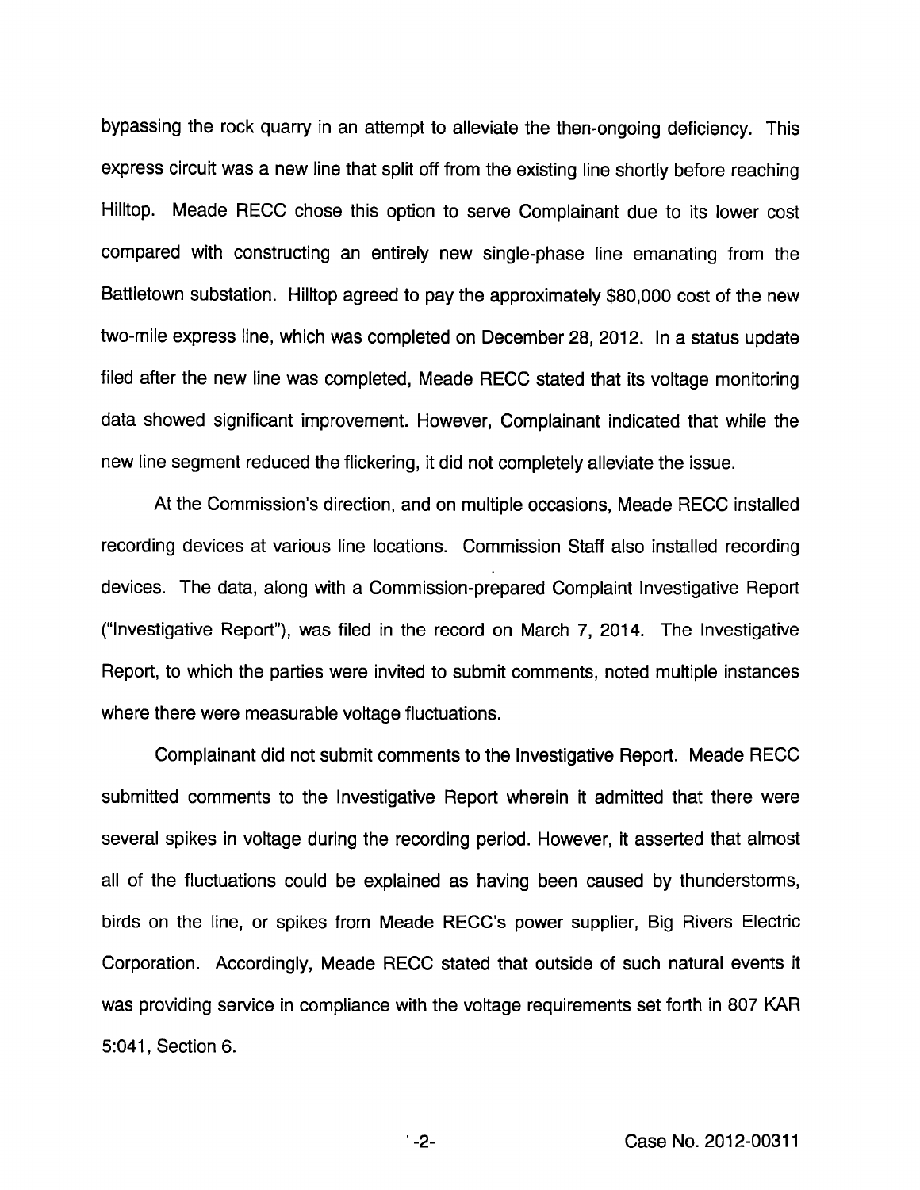bypassing the rock quarry in an attempt to alleviate the then-ongoing deficiency. This express circuit was a new line that split off from the existing line shortly before reaching Hilltop. Meade RECC chose this option to serve Complainant due to its lower cost compared with constructing an entirely new single-phase line emanating from the Battletown substation. Hilltop agreed to pay the approximately $80,000 cost of the new two-mile express line, which was completed on December 28, 2012. In a status update filed after the new line was completed, Meade RECC stated that its voltage monitoring data showed significant improvement. However, Complainant indicated that while the new line segment reduced the flickering, it did not completely alleviate the issue.

At the Commission's direction, and on multiple occasions, Meade RECC installed recording devices at various line locations. Commission Staff also installed recording devices. The data, along with a Commission-prepared Complaint Investigative Report ("Investigative Report"), was filed in the record on March 7, 2014. The Investigative Report, to which the parties were invited to submit comments, noted multiple instances where there were measurable voltage fluctuations.

Complainant did not submit comments to the Investigative Report. Meade RECC submitted comments to the Investigative Report wherein it admitted that there were several spikes in voltage during the recording period. However, it asserted that almost all of the fluctuations could be explained as having been caused by thunderstorms, birds on the line, or spikes from Meade RECC's power supplier, Big Rivers Electric Corporation. Accordingly, Meade RECC stated that outside of such natural events it was providing service in compliance with the voltage requirements set forth in 807 KAR 5:041, Section 6.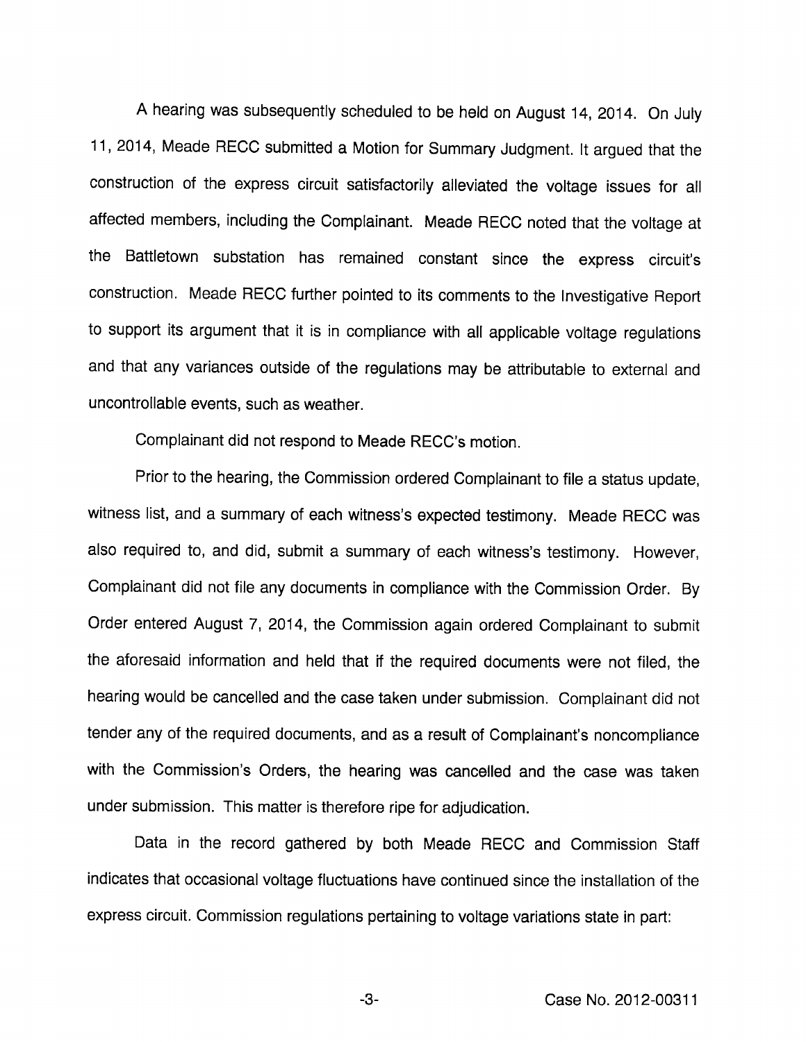A hearing was subsequently scheduled to be held on August 14, 2014. On July 11, 2014, Meade RECC submitted a Motion for Summary Judgment. It argued that the construction of the express circuit satisfactorily alleviated the voltage issues for all affected members, including the Complainant. Meade RECC noted that the voltage at the Battletown substation has remained constant since the express circuit's construction. Meade RECC further pointed to its comments to the Investigative Report to support its argument that it is in compliance with all applicable voltage regulations and that any variances outside of the regulations may be attributable to external and uncontrollable events, such as weather.

Complainant did not respond to Meade RECC's motion.

Prior to the hearing, the Commission ordered Complainant to file a status update, witness list, and a summary of each witness's expected testimony. Meade RECC was also required to, and did, submit a summary of each witness's testimony. However, Complainant did not file any documents in compliance with the Commission Order. By Order entered August 7, 2014, the Commission again ordered Complainant to submit the aforesaid information and held that if the required documents were not filed, the hearing would be cancelled and the case taken under submission. Complainant did not tender any of the required documents, and as a result of Complainant's noncompliance with the Commission's Orders, the hearing was cancelled and the case was taken under submission. This matter is therefore ripe for adjudication.

Data in the record gathered by both Meade RECC and Commission Staff indicates that occasional voltage fluctuations have continued since the installation of the express circuit. Commission regulations pertaining to voltage variations state in part: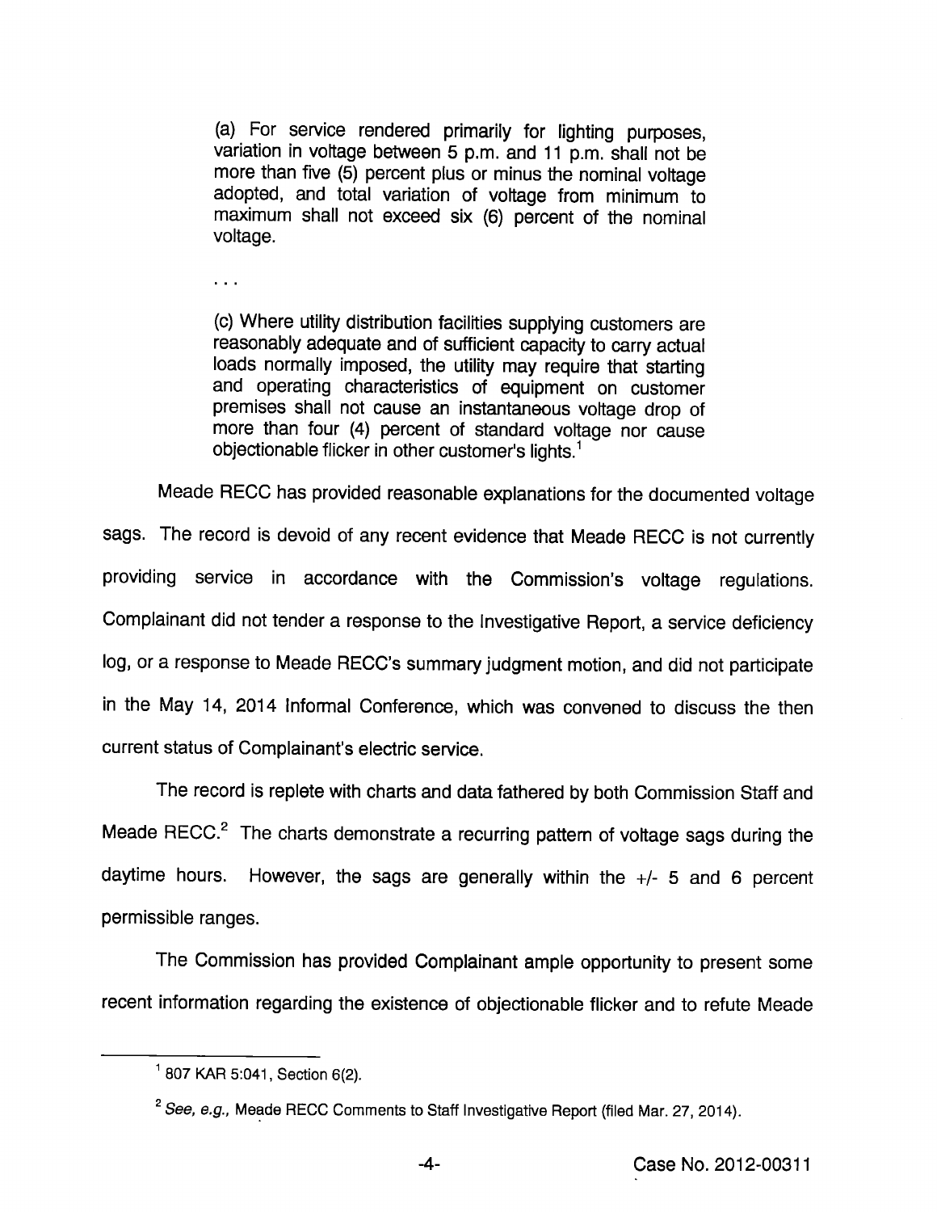> (a) For service rendered primarily for lighting purposes, variation in voltage between 5 p.m. and 11 p.m. shall not be more than five (5) percent plus or minus the nominal voltage adopted, and total variation of voltage from minimum to maximum shall not exceed six (6) percent of the nominal voltage.
>
> . . .
>
> (c) Where utility distribution facilities supplying customers are reasonably adequate and of sufficient capacity to carry actual loads normally imposed, the utility may require that starting and operating characteristics of equipment on customer premises shall not cause an instantaneous voltage drop of more than four (4) percent of standard voltage nor cause objectionable flicker in other customer's lights.[1]

Meade RECC has provided reasonable explanations for the documented voltage sags. The record is devoid of any recent evidence that Meade RECC is not currently providing service in accordance with the Commission's voltage regulations. Complainant did not tender a response to the Investigative Report, a service deficiency log, or a response to Meade RECC's summary judgment motion, and did not participate in the May 14, 2014 Informal Conference, which was convened to discuss the then current status of Complainant's electric service.

The record is replete with charts and data fathered by both Commission Staff and Meade RECC.[2] The charts demonstrate a recurring pattern of voltage sags during the daytime hours. However, the sags are generally within the +/- 5 and 6 percent permissible ranges.

The Commission has provided Complainant ample opportunity to present some recent information regarding the existence of objectionable flicker and to refute Meade

---

[1] 807 KAR 5:041, Section 6(2).

[2] *See, e.g.,* Meade RECC Comments to Staff Investigative Report (filed Mar. 27, 2014).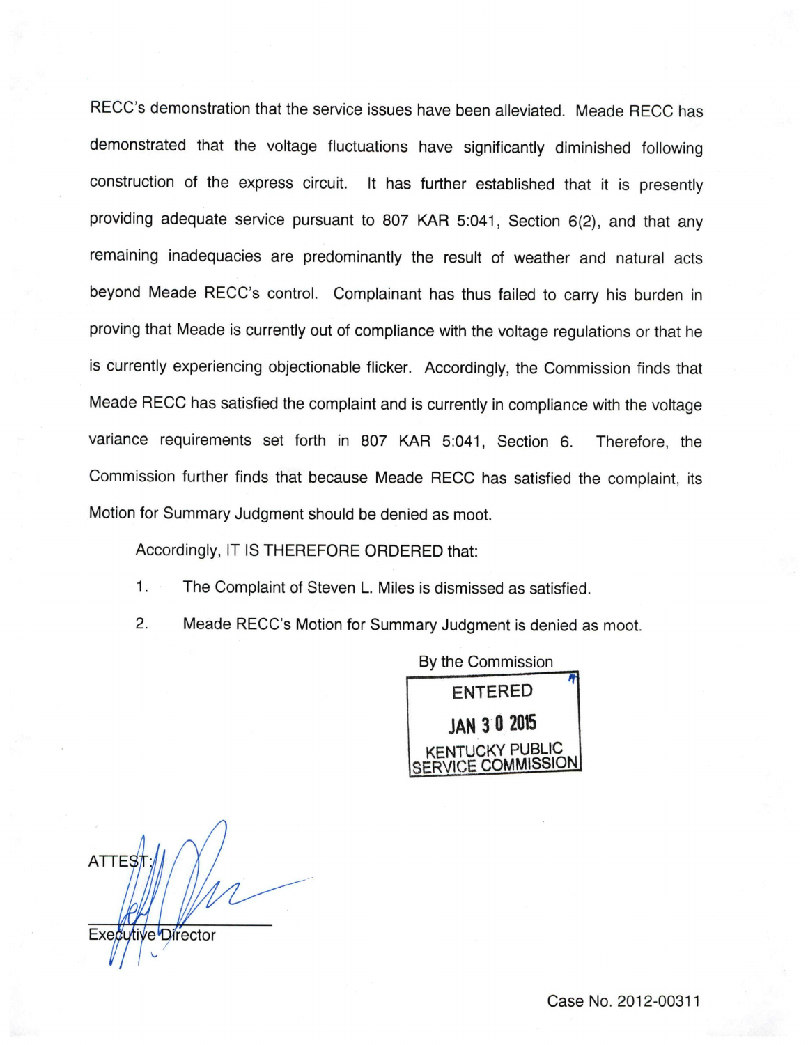RECC's demonstration that the service issues have been alleviated. Meade RECC has demonstrated that the voltage fluctuations have significantly diminished following construction of the express circuit. It has further established that it is presently providing adequate service pursuant to 807 KAR 5:041, Section 6(2), and that any remaining inadequacies are predominantly the result of weather and natural acts beyond Meade RECC's control. Complainant has thus failed to carry his burden in proving that Meade is currently out of compliance with the voltage regulations or that he is currently experiencing objectionable flicker. Accordingly, the Commission finds that Meade RECC has satisfied the complaint and is currently in compliance with the voltage variance requirements set forth in 807 KAR 5:041, Section 6. Therefore, the Commission further finds that because Meade RECC has satisfied the complaint, its Motion for Summary Judgment should be denied as moot.

Accordingly, IT IS THEREFORE ORDERED that:

1. The Complaint of Steven L. Miles is dismissed as satisfied.

2. Meade RECC's Motion for Summary Judgment is denied as moot.

By the Commission

ENTERED
JAN 30 2015
KENTUCKY PUBLIC SERVICE COMMISSION

ATTEST:

Executive Director

Case No. 2012-00311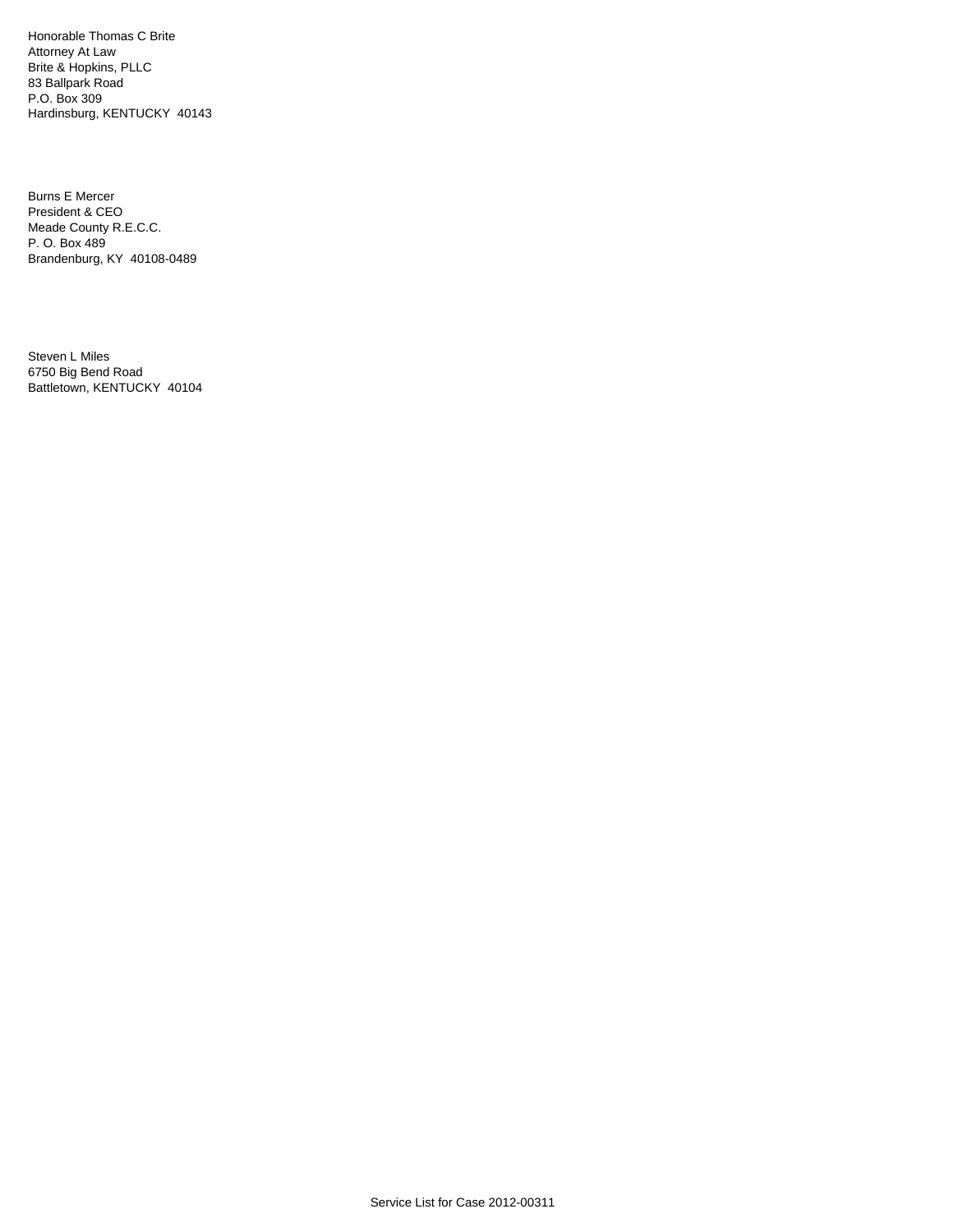Honorable Thomas C Brite
Attorney At Law
Brite & Hopkins, PLLC
83 Ballpark Road
P.O. Box 309
Hardinsburg, KENTUCKY 40143

Burns E Mercer
President & CEO
Meade County R.E.C.C.
P. O. Box 489
Brandenburg, KY 40108-0489

Steven L Miles
6750 Big Bend Road
Battletown, KENTUCKY 40104

Service List for Case 2012-00311